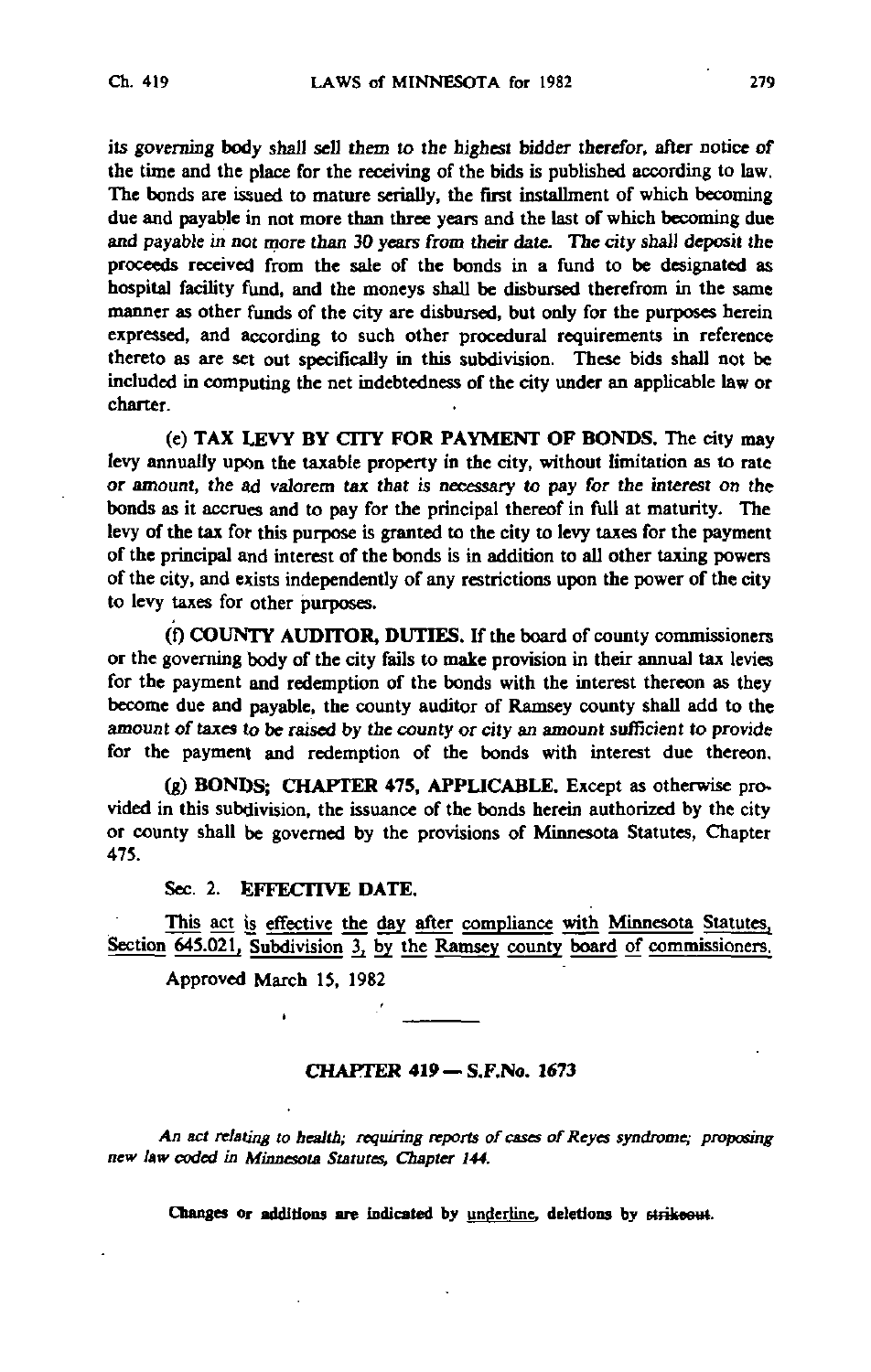its governing body shall sell them to the highest bidder therefor, after notice of the time and the place for the receiving of the bids is published according to law. The bonds are issued to mature serially, the first installment of which becoming due and payable in not more than three years and the last of which becoming due and payable in not more than 30 years from their date. The city shall deposit the proceeds received from the sale of the bonds in a fund to be designated as hospital facility fund, and the moneys shall be disbursed therefrom in the same manner as other funds of the city are disbursed, but only for the purposes herein expressed, and according to such other procedural requirements in reference thereto as are set out specifically in this subdivision. These bids shall not be included in computing the net indebtedness of the city under an applicable law or charter.

(e) **TAX LEVY BY CITY FOR PAYMENT OF BONDS.** The city may levy annually upon the taxable property in the city, without limitation as to rate or amount, the ad valorem tax that is necessary to pay for the interest on the bonds as it accrues and to pay for the principal thereof in full at maturity. The levy of the tax for this purpose is granted to the city to levy taxes for the payment of the principal and interest of the bonds is in addition to all other taxing powers of the city, and exists independently of any restrictions upon the power of the city to levy taxes for other purposes.

(f) **COUNTY AUDITOR, DUTIES.** If the board of county commissioners or the governing body of the city fails to make provision in their annual tax levies for the payment and redemption of the bonds with the interest thereon as they become due and payable, the county auditor of Ramsey county shall add to the amount of taxes to be raised by the county or city an amount sufficient to provide for the payment and redemption of the bonds with interest due thereon.

(g) **BONDS; CHAPTER 475, APPLICABLE.** Except as otherwise provided in this subdivision, the issuance of the bonds herein authorized by the city or county shall be governed by the provisions of Minnesota Statutes, Chapter 475.

Sec. 2. **EFFECTIVE DATE.**

This act is effective the day after compliance with Minnesota Statutes, Section 645.021, Subdivision 3, by the Ramsey county board of commissioners.

Approved March 15, 1982

## CHAPTER 419 — S.F.No. 1673

*An act relating to health; requiring reports of cases of Reyes syndrome; proposing new law coded in Minnesota Statutes, Chapter 144.*

**Changes or additions are indicated by underline, deletions by ~~strikeout~~.**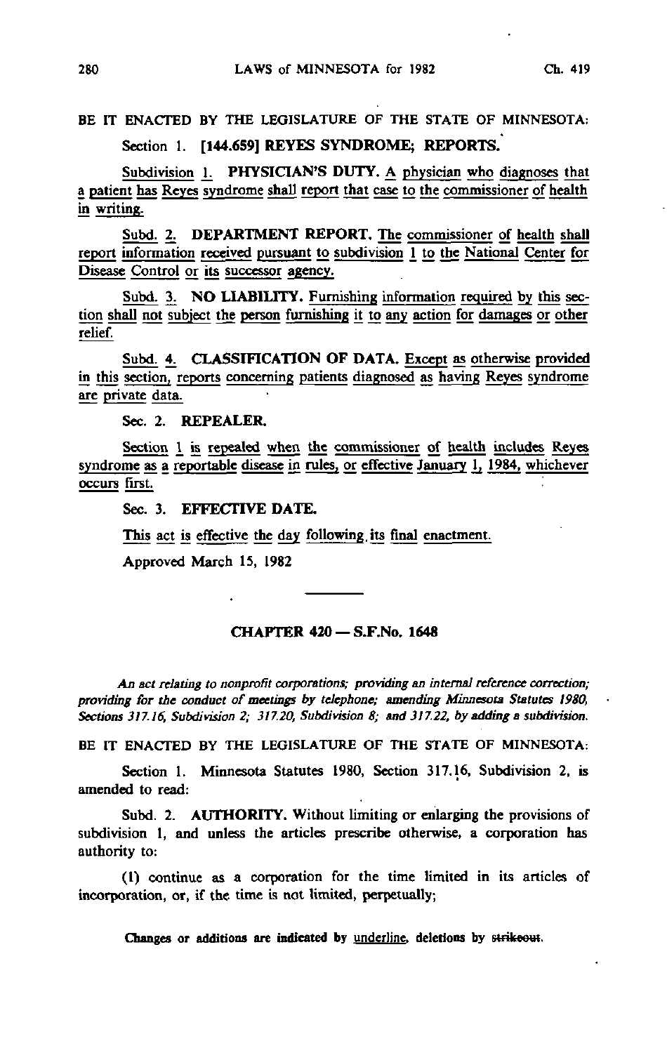BE IT ENACTED BY THE LEGISLATURE OF THE STATE OF MINNESOTA:

Section 1. **[144.659] REYES SYNDROME; REPORTS.**

Subdivision 1. **PHYSICIAN'S DUTY.** A physician who diagnoses that a patient has Reyes syndrome shall report that case to the commissioner of health in writing.

Subd. 2. **DEPARTMENT REPORT.** The commissioner of health shall report information received pursuant to subdivision 1 to the National Center for Disease Control or its successor agency.

Subd. 3. **NO LIABILITY.** Furnishing information required by this section shall not subject the person furnishing it to any action for damages or other relief.

Subd. 4. **CLASSIFICATION OF DATA.** Except as otherwise provided in this section, reports concerning patients diagnosed as having Reyes syndrome are private data.

Sec. 2. **REPEALER.**

Section 1 is repealed when the commissioner of health includes Reyes syndrome as a reportable disease in rules, or effective January 1, 1984, whichever occurs first.

Sec. 3. **EFFECTIVE DATE.**

This act is effective the day following its final enactment.

Approved March 15, 1982

## CHAPTER 420 — S.F.No. 1648

*An act relating to nonprofit corporations; providing an internal reference correction; providing for the conduct of meetings by telephone; amending Minnesota Statutes 1980, Sections 317.16, Subdivision 2; 317.20, Subdivision 8; and 317.22, by adding a subdivision.*

BE IT ENACTED BY THE LEGISLATURE OF THE STATE OF MINNESOTA:

Section 1. Minnesota Statutes 1980, Section 317.16, Subdivision 2, is amended to read:

Subd. 2. **AUTHORITY.** Without limiting or enlarging the provisions of subdivision 1, and unless the articles prescribe otherwise, a corporation has authority to:

(1) continue as a corporation for the time limited in its articles of incorporation, or, if the time is not limited, perpetually;

Changes or additions are indicated by underline, deletions by strikeout.